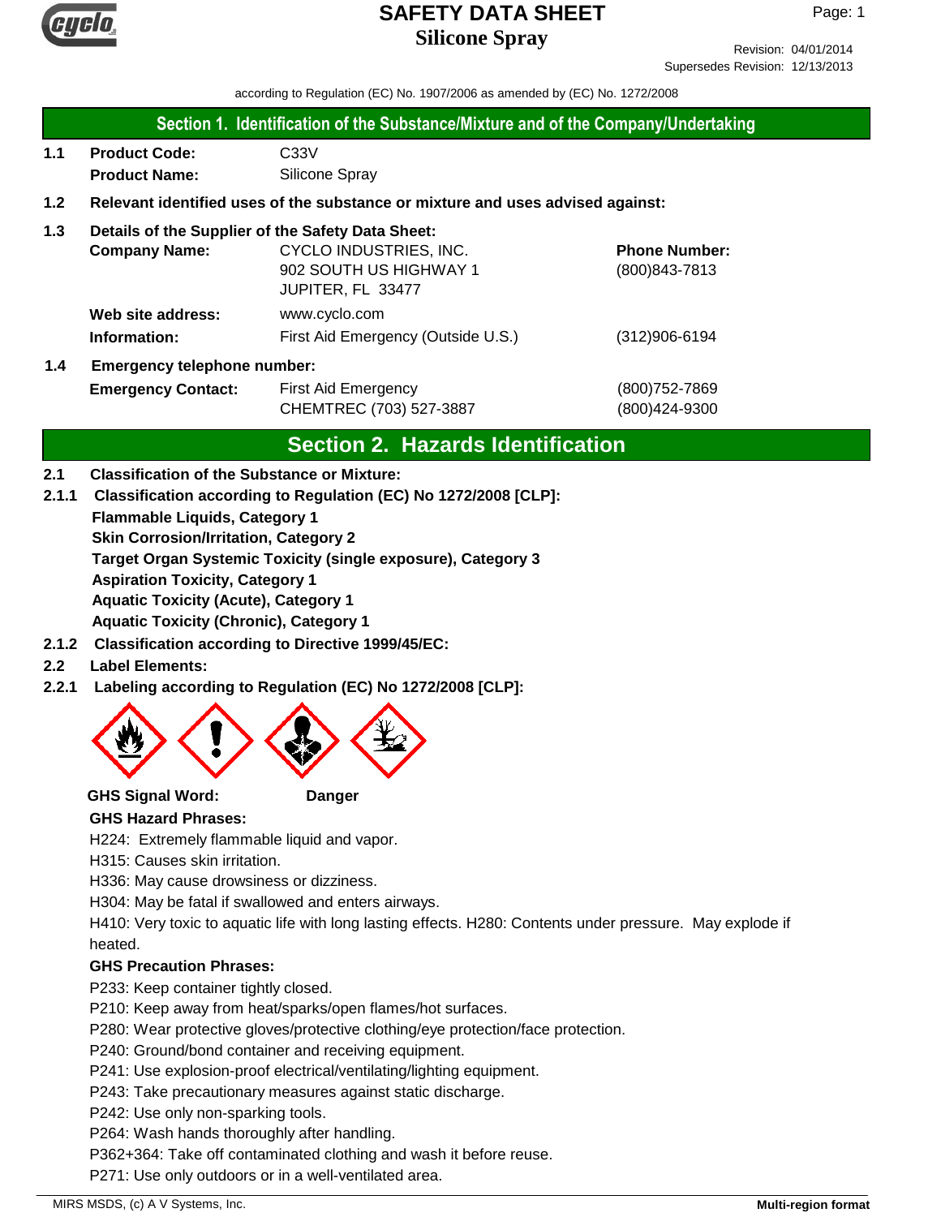# SAFETY DATA SHEET
## Silicone Spray

Revision: 04/01/2014
Supersedes Revision: 12/13/2013

according to Regulation (EC) No. 1907/2006 as amended by (EC) No. 1272/2008

## Section 1. Identification of the Substance/Mixture and of the Company/Undertaking

**1.1 Product Code:** C33V

**Product Name:** Silicone Spray

**1.2 Relevant identified uses of the substance or mixture and uses advised against:**

**1.3 Details of the Supplier of the Safety Data Sheet:**

| | | | |
|---|---|---|---|
| **Company Name:** | CYCLO INDUSTRIES, INC.<br>902 SOUTH US HIGHWAY 1<br>JUPITER, FL 33477 | **Phone Number:** | (800)843-7813 |
| **Web site address:** | www.cyclo.com | | |
| **Information:** | First Aid Emergency (Outside U.S.) | | (312)906-6194 |

**1.4 Emergency telephone number:**

| | | |
|---|---|---|
| **Emergency Contact:** | First Aid Emergency | (800)752-7869 |
| | CHEMTREC (703) 527-3887 | (800)424-9300 |

## Section 2. Hazards Identification

**2.1 Classification of the Substance or Mixture:**

**2.1.1 Classification according to Regulation (EC) No 1272/2008 [CLP]:**

**Flammable Liquids, Category 1**
**Skin Corrosion/Irritation, Category 2**
**Target Organ Systemic Toxicity (single exposure), Category 3**
**Aspiration Toxicity, Category 1**
**Aquatic Toxicity (Acute), Category 1**
**Aquatic Toxicity (Chronic), Category 1**

**2.1.2 Classification according to Directive 1999/45/EC:**

**2.2 Label Elements:**

**2.2.1 Labeling according to Regulation (EC) No 1272/2008 [CLP]:**

**GHS Signal Word:** **Danger**

**GHS Hazard Phrases:**

H224: Extremely flammable liquid and vapor.
H315: Causes skin irritation.
H336: May cause drowsiness or dizziness.
H304: May be fatal if swallowed and enters airways.
H410: Very toxic to aquatic life with long lasting effects. H280: Contents under pressure. May explode if heated.

**GHS Precaution Phrases:**

P233: Keep container tightly closed.
P210: Keep away from heat/sparks/open flames/hot surfaces.
P280: Wear protective gloves/protective clothing/eye protection/face protection.
P240: Ground/bond container and receiving equipment.
P241: Use explosion-proof electrical/ventilating/lighting equipment.
P243: Take precautionary measures against static discharge.
P242: Use only non-sparking tools.
P264: Wash hands thoroughly after handling.
P362+364: Take off contaminated clothing and wash it before reuse.
P271: Use only outdoors or in a well-ventilated area.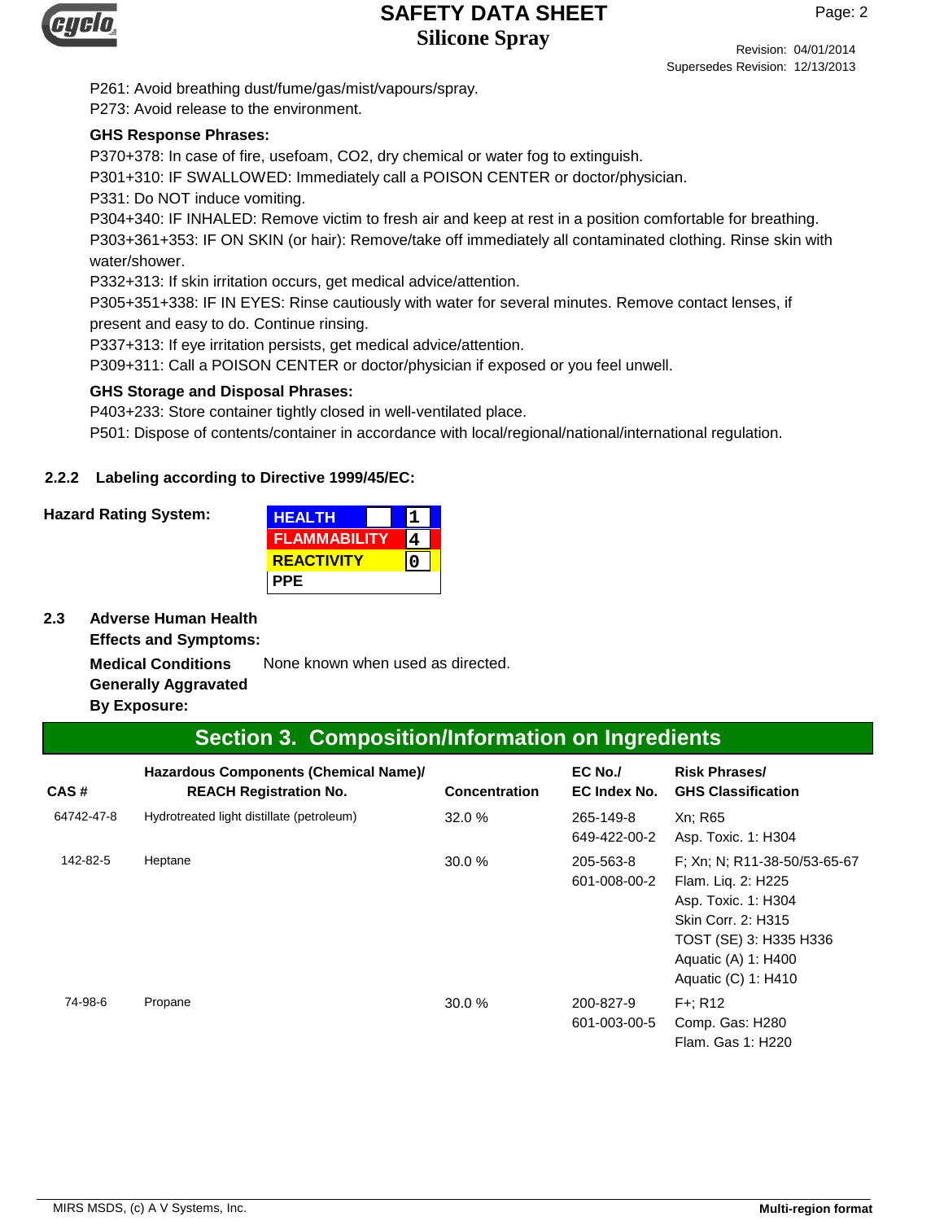P261: Avoid breathing dust/fume/gas/mist/vapours/spray.
P273: Avoid release to the environment.

**GHS Response Phrases:**

P370+378: In case of fire, usefoam, CO2, dry chemical or water fog to extinguish.
P301+310: IF SWALLOWED: Immediately call a POISON CENTER or doctor/physician.
P331: Do NOT induce vomiting.
P304+340: IF INHALED: Remove victim to fresh air and keep at rest in a position comfortable for breathing.
P303+361+353: IF ON SKIN (or hair): Remove/take off immediately all contaminated clothing. Rinse skin with water/shower.
P332+313: If skin irritation occurs, get medical advice/attention.
P305+351+338: IF IN EYES: Rinse cautiously with water for several minutes. Remove contact lenses, if present and easy to do. Continue rinsing.
P337+313: If eye irritation persists, get medical advice/attention.
P309+311: Call a POISON CENTER or doctor/physician if exposed or you feel unwell.

**GHS Storage and Disposal Phrases:**

P403+233: Store container tightly closed in well-ventilated place.
P501: Dispose of contents/container in accordance with local/regional/national/international regulation.

### 2.2.2 Labeling according to Directive 1999/45/EC:

**Hazard Rating System:**

| | |
|---|---|
| HEALTH | 1 |
| FLAMMABILITY | 4 |
| REACTIVITY | 0 |
| PPE | |

### 2.3 Adverse Human Health Effects and Symptoms:

**Medical Conditions Generally Aggravated By Exposure:** None known when used as directed.

## Section 3. Composition/Information on Ingredients

| CAS # | Hazardous Components (Chemical Name)/ REACH Registration No. | Concentration | EC No./ EC Index No. | Risk Phrases/ GHS Classification |
|---|---|---|---|---|
| 64742-47-8 | Hydrotreated light distillate (petroleum) | 32.0 % | 265-149-8<br>649-422-00-2 | Xn; R65<br>Asp. Toxic. 1: H304 |
| 142-82-5 | Heptane | 30.0 % | 205-563-8<br>601-008-00-2 | F; Xn; N; R11-38-50/53-65-67<br>Flam. Liq. 2: H225<br>Asp. Toxic. 1: H304<br>Skin Corr. 2: H315<br>TOST (SE) 3: H335 H336<br>Aquatic (A) 1: H400<br>Aquatic (C) 1: H410 |
| 74-98-6 | Propane | 30.0 % | 200-827-9<br>601-003-00-5 | F+; R12<br>Comp. Gas: H280<br>Flam. Gas 1: H220 |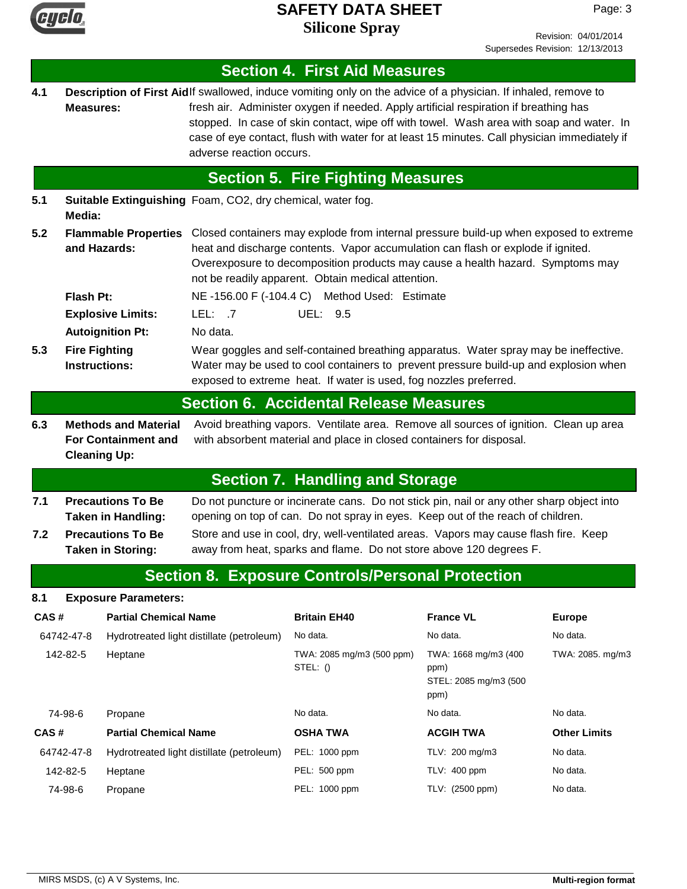## Section 4. First Aid Measures

**4.1 Description of First Aid Measures:** If swallowed, induce vomiting only on the advice of a physician. If inhaled, remove to fresh air. Administer oxygen if needed. Apply artificial respiration if breathing has stopped. In case of skin contact, wipe off with towel. Wash area with soap and water. In case of eye contact, flush with water for at least 15 minutes. Call physician immediately if adverse reaction occurs.

## Section 5. Fire Fighting Measures

**5.1 Suitable Extinguishing Media:** Foam, CO2, dry chemical, water fog.

**5.2 Flammable Properties and Hazards:** Closed containers may explode from internal pressure build-up when exposed to extreme heat and discharge contents. Vapor accumulation can flash or explode if ignited. Overexposure to decomposition products may cause a health hazard. Symptoms may not be readily apparent. Obtain medical attention.

**Flash Pt:** NE -156.00 F (-104.4 C) Method Used: Estimate

**Explosive Limits:** LEL: .7 UEL: 9.5

**Autoignition Pt:** No data.

**5.3 Fire Fighting Instructions:** Wear goggles and self-contained breathing apparatus. Water spray may be ineffective. Water may be used to cool containers to prevent pressure build-up and explosion when exposed to extreme heat. If water is used, fog nozzles preferred.

## Section 6. Accidental Release Measures

**6.3 Methods and Material For Containment and Cleaning Up:** Avoid breathing vapors. Ventilate area. Remove all sources of ignition. Clean up area with absorbent material and place in closed containers for disposal.

## Section 7. Handling and Storage

**7.1 Precautions To Be Taken in Handling:** Do not puncture or incinerate cans. Do not stick pin, nail or any other sharp object into opening on top of can. Do not spray in eyes. Keep out of the reach of children.

**7.2 Precautions To Be Taken in Storing:** Store and use in cool, dry, well-ventilated areas. Vapors may cause flash fire. Keep away from heat, sparks and flame. Do not store above 120 degrees F.

## Section 8. Exposure Controls/Personal Protection

**8.1 Exposure Parameters:**

| CAS # | Partial Chemical Name | Britain EH40 | France VL | Europe |
|---|---|---|---|---|
| 64742-47-8 | Hydrotreated light distillate (petroleum) | No data. | No data. | No data. |
| 142-82-5 | Heptane | TWA: 2085 mg/m3 (500 ppm) STEL: () | TWA: 1668 mg/m3 (400 ppm) STEL: 2085 mg/m3 (500 ppm) | TWA: 2085. mg/m3 |
| 74-98-6 | Propane | No data. | No data. | No data. |

| CAS # | Partial Chemical Name | OSHA TWA | ACGIH TWA | Other Limits |
|---|---|---|---|---|
| 64742-47-8 | Hydrotreated light distillate (petroleum) | PEL: 1000 ppm | TLV: 200 mg/m3 | No data. |
| 142-82-5 | Heptane | PEL: 500 ppm | TLV: 400 ppm | No data. |
| 74-98-6 | Propane | PEL: 1000 ppm | TLV: (2500 ppm) | No data. |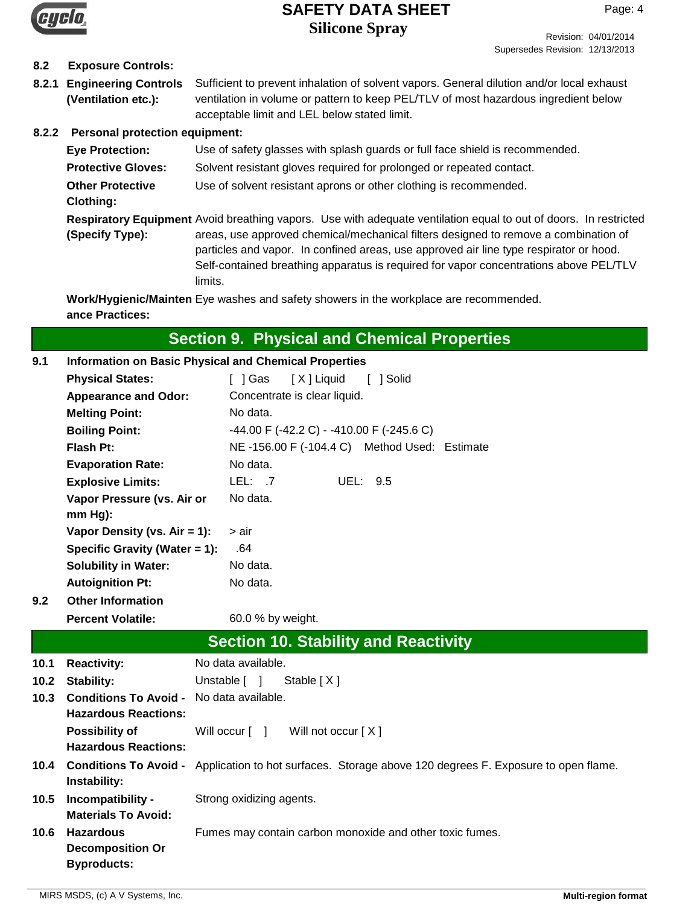**8.2 Exposure Controls:**

**8.2.1 Engineering Controls (Ventilation etc.):** Sufficient to prevent inhalation of solvent vapors. General dilution and/or local exhaust ventilation in volume or pattern to keep PEL/TLV of most hazardous ingredient below acceptable limit and LEL below stated limit.

**8.2.2 Personal protection equipment:**

**Eye Protection:** Use of safety glasses with splash guards or full face shield is recommended.

**Protective Gloves:** Solvent resistant gloves required for prolonged or repeated contact.

**Other Protective Clothing:** Use of solvent resistant aprons or other clothing is recommended.

**Respiratory Equipment (Specify Type):** Avoid breathing vapors. Use with adequate ventilation equal to out of doors. In restricted areas, use approved chemical/mechanical filters designed to remove a combination of particles and vapor. In confined areas, use approved air line type respirator or hood. Self-contained breathing apparatus is required for vapor concentrations above PEL/TLV limits.

**Work/Hygienic/Maintenance Practices:** Eye washes and safety showers in the workplace are recommended.

## Section 9. Physical and Chemical Properties

**9.1 Information on Basic Physical and Chemical Properties**

**Physical States:** [ ] Gas [ X ] Liquid [ ] Solid

**Appearance and Odor:** Concentrate is clear liquid.

**Melting Point:** No data.

**Boiling Point:** -44.00 F (-42.2 C) - -410.00 F (-245.6 C)

**Flash Pt:** NE -156.00 F (-104.4 C) Method Used: Estimate

**Evaporation Rate:** No data.

**Explosive Limits:** LEL: .7 UEL: 9.5

**Vapor Pressure (vs. Air or mm Hg):** No data.

**Vapor Density (vs. Air = 1):** > air

**Specific Gravity (Water = 1):** .64

**Solubility in Water:** No data.

**Autoignition Pt:** No data.

**9.2 Other Information**

**Percent Volatile:** 60.0 % by weight.

## Section 10. Stability and Reactivity

**10.1 Reactivity:** No data available.

**10.2 Stability:** Unstable [ ] Stable [ X ]

**10.3 Conditions To Avoid - Hazardous Reactions:** No data available.

**Possibility of Hazardous Reactions:** Will occur [ ] Will not occur [ X ]

**10.4 Conditions To Avoid - Instability:** Application to hot surfaces. Storage above 120 degrees F. Exposure to open flame.

**10.5 Incompatibility - Materials To Avoid:** Strong oxidizing agents.

**10.6 Hazardous Decomposition Or Byproducts:** Fumes may contain carbon monoxide and other toxic fumes.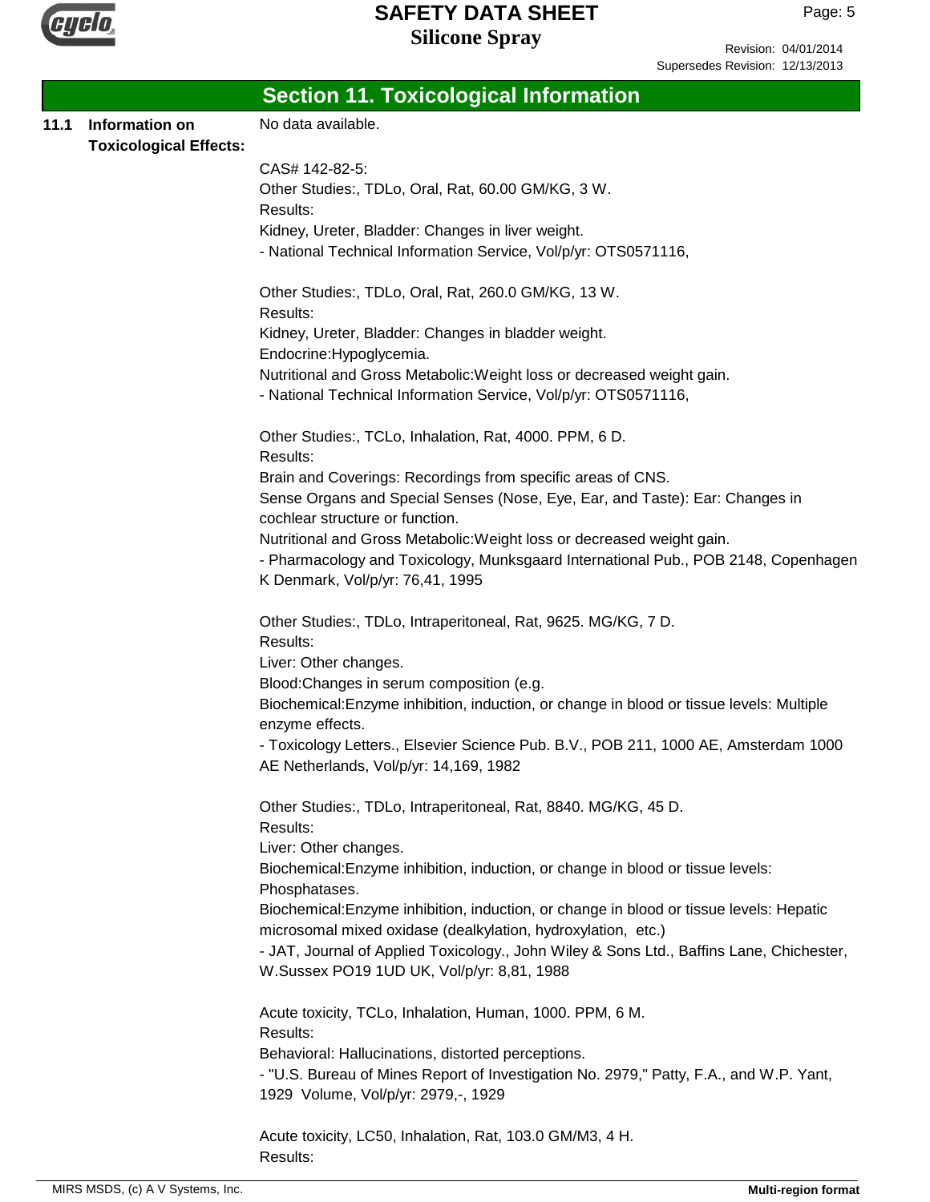## Section 11. Toxicological Information

**11.1 Information on Toxicological Effects:**

No data available.

CAS# 142-82-5:
Other Studies:, TDLo, Oral, Rat, 60.00 GM/KG, 3 W.
Results:
Kidney, Ureter, Bladder: Changes in liver weight.
- National Technical Information Service, Vol/p/yr: OTS0571116,

Other Studies:, TDLo, Oral, Rat, 260.0 GM/KG, 13 W.
Results:
Kidney, Ureter, Bladder: Changes in bladder weight.
Endocrine:Hypoglycemia.
Nutritional and Gross Metabolic:Weight loss or decreased weight gain.
- National Technical Information Service, Vol/p/yr: OTS0571116,

Other Studies:, TCLo, Inhalation, Rat, 4000. PPM, 6 D.
Results:
Brain and Coverings: Recordings from specific areas of CNS.
Sense Organs and Special Senses (Nose, Eye, Ear, and Taste): Ear: Changes in cochlear structure or function.
Nutritional and Gross Metabolic:Weight loss or decreased weight gain.
- Pharmacology and Toxicology, Munksgaard International Pub., POB 2148, Copenhagen K Denmark, Vol/p/yr: 76,41, 1995

Other Studies:, TDLo, Intraperitoneal, Rat, 9625. MG/KG, 7 D.
Results:
Liver: Other changes.
Blood:Changes in serum composition (e.g.
Biochemical:Enzyme inhibition, induction, or change in blood or tissue levels: Multiple enzyme effects.
- Toxicology Letters., Elsevier Science Pub. B.V., POB 211, 1000 AE, Amsterdam 1000 AE Netherlands, Vol/p/yr: 14,169, 1982

Other Studies:, TDLo, Intraperitoneal, Rat, 8840. MG/KG, 45 D.
Results:
Liver: Other changes.
Biochemical:Enzyme inhibition, induction, or change in blood or tissue levels: Phosphatases.
Biochemical:Enzyme inhibition, induction, or change in blood or tissue levels: Hepatic microsomal mixed oxidase (dealkylation, hydroxylation, etc.)
- JAT, Journal of Applied Toxicology., John Wiley & Sons Ltd., Baffins Lane, Chichester, W.Sussex PO19 1UD UK, Vol/p/yr: 8,81, 1988

Acute toxicity, TCLo, Inhalation, Human, 1000. PPM, 6 M.
Results:
Behavioral: Hallucinations, distorted perceptions.
- "U.S. Bureau of Mines Report of Investigation No. 2979," Patty, F.A., and W.P. Yant, 1929 Volume, Vol/p/yr: 2979,-, 1929

Acute toxicity, LC50, Inhalation, Rat, 103.0 GM/M3, 4 H.
Results: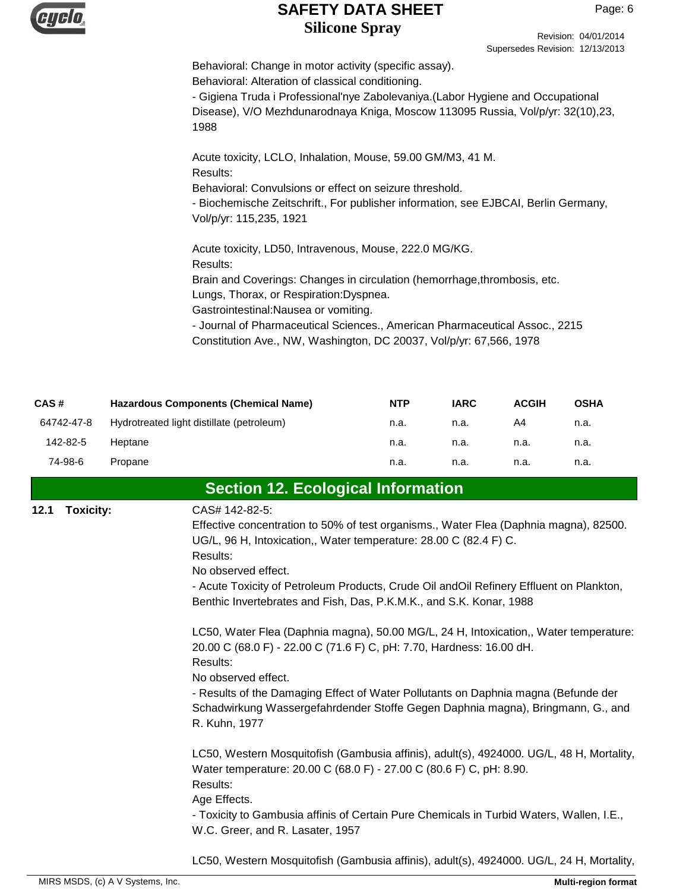Behavioral: Change in motor activity (specific assay).
Behavioral: Alteration of classical conditioning.
- Gigiena Truda i Professional'nye Zabolevaniya.(Labor Hygiene and Occupational Disease), V/O Mezhdunarodnaya Kniga, Moscow 113095 Russia, Vol/p/yr: 32(10),23, 1988

Acute toxicity, LCLO, Inhalation, Mouse, 59.00 GM/M3, 41 M.
Results:
Behavioral: Convulsions or effect on seizure threshold.
- Biochemische Zeitschrift., For publisher information, see EJBCAI, Berlin Germany, Vol/p/yr: 115,235, 1921

Acute toxicity, LD50, Intravenous, Mouse, 222.0 MG/KG.
Results:
Brain and Coverings: Changes in circulation (hemorrhage,thrombosis, etc.
Lungs, Thorax, or Respiration:Dyspnea.
Gastrointestinal:Nausea or vomiting.
- Journal of Pharmaceutical Sciences., American Pharmaceutical Assoc., 2215 Constitution Ave., NW, Washington, DC 20037, Vol/p/yr: 67,566, 1978

| CAS # | Hazardous Components (Chemical Name) | NTP | IARC | ACGIH | OSHA |
|---|---|---|---|---|---|
| 64742-47-8 | Hydrotreated light distillate (petroleum) | n.a. | n.a. | A4 | n.a. |
| 142-82-5 | Heptane | n.a. | n.a. | n.a. | n.a. |
| 74-98-6 | Propane | n.a. | n.a. | n.a. | n.a. |

## Section 12. Ecological Information

**12.1 Toxicity:**

CAS# 142-82-5:
Effective concentration to 50% of test organisms., Water Flea (Daphnia magna), 82500. UG/L, 96 H, Intoxication,, Water temperature: 28.00 C (82.4 F) C.
Results:
No observed effect.
- Acute Toxicity of Petroleum Products, Crude Oil andOil Refinery Effluent on Plankton, Benthic Invertebrates and Fish, Das, P.K.M.K., and S.K. Konar, 1988

LC50, Water Flea (Daphnia magna), 50.00 MG/L, 24 H, Intoxication,, Water temperature: 20.00 C (68.0 F) - 22.00 C (71.6 F) C, pH: 7.70, Hardness: 16.00 dH.
Results:
No observed effect.
- Results of the Damaging Effect of Water Pollutants on Daphnia magna (Befunde der Schadwirkung Wassergefahrdender Stoffe Gegen Daphnia magna), Bringmann, G., and R. Kuhn, 1977

LC50, Western Mosquitofish (Gambusia affinis), adult(s), 4924000. UG/L, 48 H, Mortality, Water temperature: 20.00 C (68.0 F) - 27.00 C (80.6 F) C, pH: 8.90.
Results:
Age Effects.
- Toxicity to Gambusia affinis of Certain Pure Chemicals in Turbid Waters, Wallen, I.E., W.C. Greer, and R. Lasater, 1957

LC50, Western Mosquitofish (Gambusia affinis), adult(s), 4924000. UG/L, 24 H, Mortality,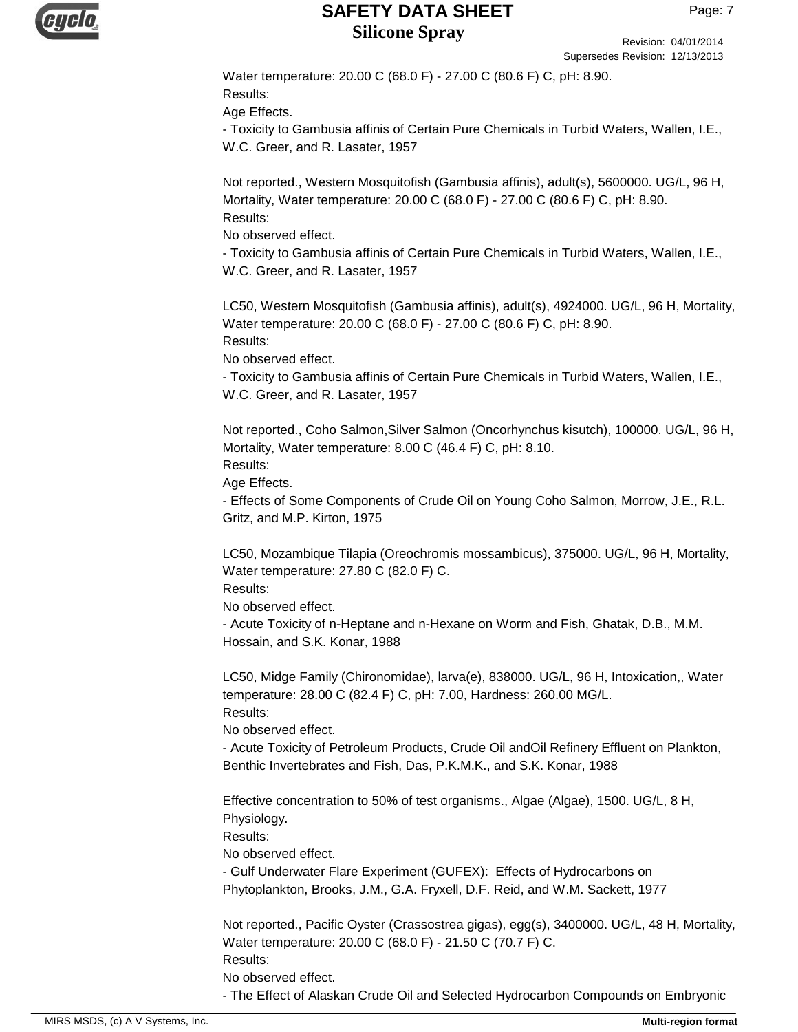Water temperature: 20.00 C (68.0 F) - 27.00 C (80.6 F) C, pH: 8.90.
Results:
Age Effects.
- Toxicity to Gambusia affinis of Certain Pure Chemicals in Turbid Waters, Wallen, I.E., W.C. Greer, and R. Lasater, 1957

Not reported., Western Mosquitofish (Gambusia affinis), adult(s), 5600000. UG/L, 96 H, Mortality, Water temperature: 20.00 C (68.0 F) - 27.00 C (80.6 F) C, pH: 8.90.
Results:
No observed effect.
- Toxicity to Gambusia affinis of Certain Pure Chemicals in Turbid Waters, Wallen, I.E., W.C. Greer, and R. Lasater, 1957

LC50, Western Mosquitofish (Gambusia affinis), adult(s), 4924000. UG/L, 96 H, Mortality, Water temperature: 20.00 C (68.0 F) - 27.00 C (80.6 F) C, pH: 8.90.
Results:
No observed effect.
- Toxicity to Gambusia affinis of Certain Pure Chemicals in Turbid Waters, Wallen, I.E., W.C. Greer, and R. Lasater, 1957

Not reported., Coho Salmon,Silver Salmon (Oncorhynchus kisutch), 100000. UG/L, 96 H, Mortality, Water temperature: 8.00 C (46.4 F) C, pH: 8.10.
Results:
Age Effects.
- Effects of Some Components of Crude Oil on Young Coho Salmon, Morrow, J.E., R.L. Gritz, and M.P. Kirton, 1975

LC50, Mozambique Tilapia (Oreochromis mossambicus), 375000. UG/L, 96 H, Mortality, Water temperature: 27.80 C (82.0 F) C.
Results:
No observed effect.
- Acute Toxicity of n-Heptane and n-Hexane on Worm and Fish, Ghatak, D.B., M.M. Hossain, and S.K. Konar, 1988

LC50, Midge Family (Chironomidae), larva(e), 838000. UG/L, 96 H, Intoxication,, Water temperature: 28.00 C (82.4 F) C, pH: 7.00, Hardness: 260.00 MG/L.
Results:
No observed effect.
- Acute Toxicity of Petroleum Products, Crude Oil andOil Refinery Effluent on Plankton, Benthic Invertebrates and Fish, Das, P.K.M.K., and S.K. Konar, 1988

Effective concentration to 50% of test organisms., Algae (Algae), 1500. UG/L, 8 H, Physiology.
Results:
No observed effect.
- Gulf Underwater Flare Experiment (GUFEX): Effects of Hydrocarbons on Phytoplankton, Brooks, J.M., G.A. Fryxell, D.F. Reid, and W.M. Sackett, 1977

Not reported., Pacific Oyster (Crassostrea gigas), egg(s), 3400000. UG/L, 48 H, Mortality, Water temperature: 20.00 C (68.0 F) - 21.50 C (70.7 F) C.
Results:
No observed effect.
- The Effect of Alaskan Crude Oil and Selected Hydrocarbon Compounds on Embryonic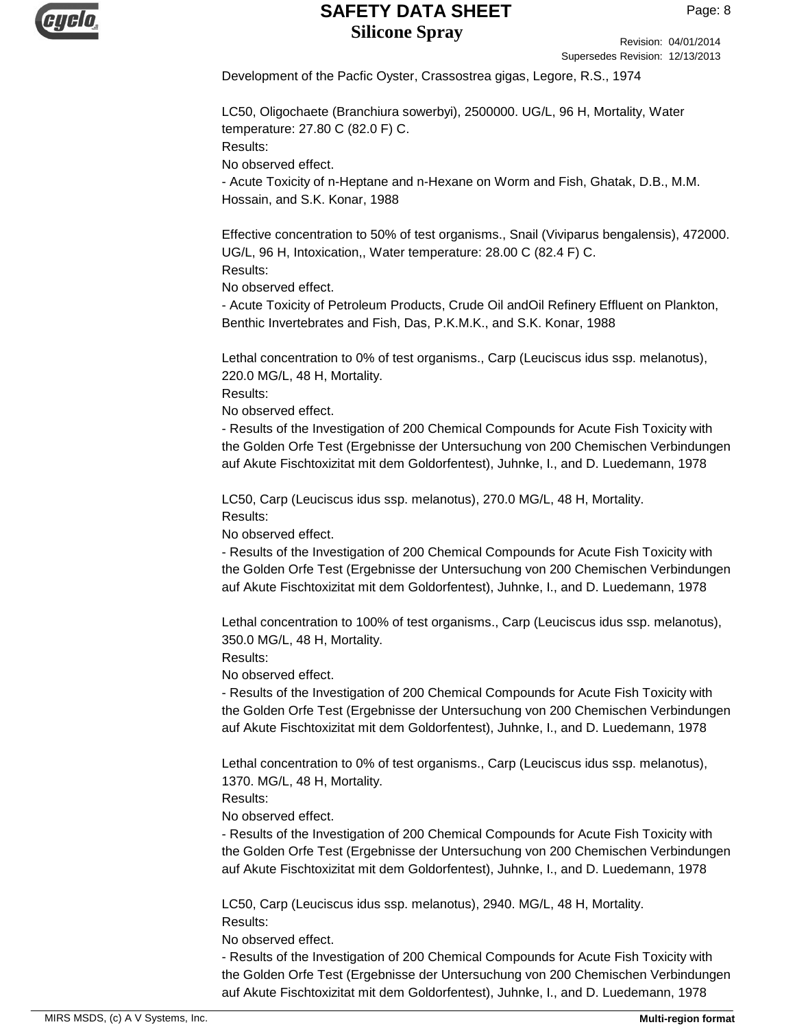Development of the Pacfic Oyster, Crassostrea gigas, Legore, R.S., 1974

LC50, Oligochaete (Branchiura sowerbyi), 2500000. UG/L, 96 H, Mortality, Water temperature: 27.80 C (82.0 F) C.
Results:
No observed effect.
- Acute Toxicity of n-Heptane and n-Hexane on Worm and Fish, Ghatak, D.B., M.M. Hossain, and S.K. Konar, 1988

Effective concentration to 50% of test organisms., Snail (Viviparus bengalensis), 472000. UG/L, 96 H, Intoxication,, Water temperature: 28.00 C (82.4 F) C.
Results:
No observed effect.
- Acute Toxicity of Petroleum Products, Crude Oil andOil Refinery Effluent on Plankton, Benthic Invertebrates and Fish, Das, P.K.M.K., and S.K. Konar, 1988

Lethal concentration to 0% of test organisms., Carp (Leuciscus idus ssp. melanotus), 220.0 MG/L, 48 H, Mortality.
Results:
No observed effect.
- Results of the Investigation of 200 Chemical Compounds for Acute Fish Toxicity with the Golden Orfe Test (Ergebnisse der Untersuchung von 200 Chemischen Verbindungen auf Akute Fischtoxizitat mit dem Goldorfentest), Juhnke, I., and D. Luedemann, 1978

LC50, Carp (Leuciscus idus ssp. melanotus), 270.0 MG/L, 48 H, Mortality.
Results:
No observed effect.
- Results of the Investigation of 200 Chemical Compounds for Acute Fish Toxicity with the Golden Orfe Test (Ergebnisse der Untersuchung von 200 Chemischen Verbindungen auf Akute Fischtoxizitat mit dem Goldorfentest), Juhnke, I., and D. Luedemann, 1978

Lethal concentration to 100% of test organisms., Carp (Leuciscus idus ssp. melanotus), 350.0 MG/L, 48 H, Mortality.
Results:
No observed effect.
- Results of the Investigation of 200 Chemical Compounds for Acute Fish Toxicity with the Golden Orfe Test (Ergebnisse der Untersuchung von 200 Chemischen Verbindungen auf Akute Fischtoxizitat mit dem Goldorfentest), Juhnke, I., and D. Luedemann, 1978

Lethal concentration to 0% of test organisms., Carp (Leuciscus idus ssp. melanotus), 1370. MG/L, 48 H, Mortality.
Results:
No observed effect.
- Results of the Investigation of 200 Chemical Compounds for Acute Fish Toxicity with the Golden Orfe Test (Ergebnisse der Untersuchung von 200 Chemischen Verbindungen auf Akute Fischtoxizitat mit dem Goldorfentest), Juhnke, I., and D. Luedemann, 1978

LC50, Carp (Leuciscus idus ssp. melanotus), 2940. MG/L, 48 H, Mortality.
Results:
No observed effect.
- Results of the Investigation of 200 Chemical Compounds for Acute Fish Toxicity with the Golden Orfe Test (Ergebnisse der Untersuchung von 200 Chemischen Verbindungen auf Akute Fischtoxizitat mit dem Goldorfentest), Juhnke, I., and D. Luedemann, 1978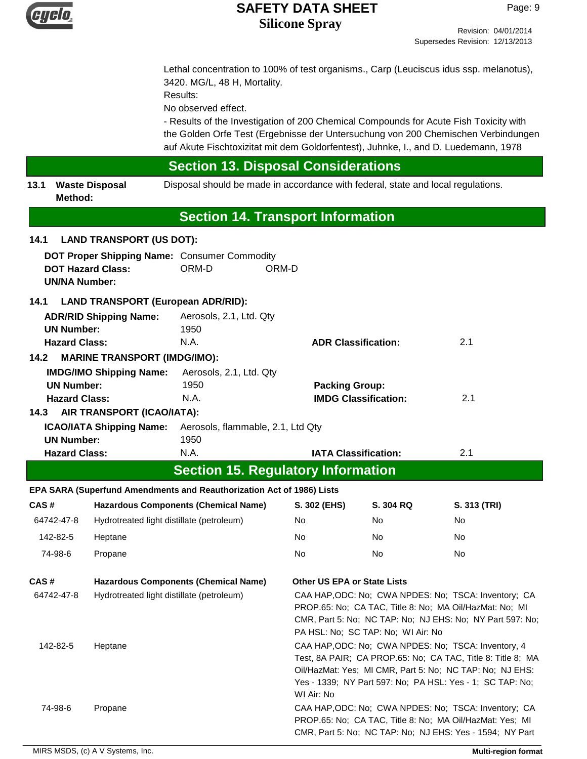Lethal concentration to 100% of test organisms., Carp (Leuciscus idus ssp. melanotus), 3420. MG/L, 48 H, Mortality.
Results:
No observed effect.
- Results of the Investigation of 200 Chemical Compounds for Acute Fish Toxicity with the Golden Orfe Test (Ergebnisse der Untersuchung von 200 Chemischen Verbindungen auf Akute Fischtoxizitat mit dem Goldorfentest), Juhnke, I., and D. Luedemann, 1978

## Section 13. Disposal Considerations

**13.1 Waste Disposal Method:** Disposal should be made in accordance with federal, state and local regulations.

## Section 14. Transport Information

**14.1 LAND TRANSPORT (US DOT):**

**DOT Proper Shipping Name:** Consumer Commodity
**DOT Hazard Class:** ORM-D ORM-D
**UN/NA Number:**

**14.1 LAND TRANSPORT (European ADR/RID):**

**ADR/RID Shipping Name:** Aerosols, 2.1, Ltd. Qty
**UN Number:** 1950
**Hazard Class:** N.A. **ADR Classification:** 2.1

**14.2 MARINE TRANSPORT (IMDG/IMO):**

**IMDG/IMO Shipping Name:** Aerosols, 2.1, Ltd. Qty
**UN Number:** 1950 **Packing Group:**
**Hazard Class:** N.A. **IMDG Classification:** 2.1

**14.3 AIR TRANSPORT (ICAO/IATA):**

**ICAO/IATA Shipping Name:** Aerosols, flammable, 2.1, Ltd Qty
**UN Number:** 1950
**Hazard Class:** N.A. **IATA Classification:** 2.1

## Section 15. Regulatory Information

**EPA SARA (Superfund Amendments and Reauthorization Act of 1986) Lists**

| CAS # | Hazardous Components (Chemical Name) | S. 302 (EHS) | S. 304 RQ | S. 313 (TRI) |
|---|---|---|---|---|
| 64742-47-8 | Hydrotreated light distillate (petroleum) | No | No | No |
| 142-82-5 | Heptane | No | No | No |
| 74-98-6 | Propane | No | No | No |

| CAS # | Hazardous Components (Chemical Name) | Other US EPA or State Lists |
|---|---|---|
| 64742-47-8 | Hydrotreated light distillate (petroleum) | CAA HAP,ODC: No; CWA NPDES: No; TSCA: Inventory; CA PROP.65: No; CA TAC, Title 8: No; MA Oil/HazMat: No; MI CMR, Part 5: No; NC TAP: No; NJ EHS: No; NY Part 597: No; PA HSL: No; SC TAP: No; WI Air: No |
| 142-82-5 | Heptane | CAA HAP,ODC: No; CWA NPDES: No; TSCA: Inventory, 4 Test, 8A PAIR; CA PROP.65: No; CA TAC, Title 8: Title 8; MA Oil/HazMat: Yes; MI CMR, Part 5: No; NJ EHS: Yes - 1339; NY Part 597: No; PA HSL: Yes - 1; SC TAP: No; WI Air: No |
| 74-98-6 | Propane | CAA HAP,ODC: No; CWA NPDES: No; TSCA: Inventory; CA PROP.65: No; CA TAC, Title 8: No; MA Oil/HazMat: Yes; MI CMR, Part 5: No; NC TAP: No; NJ EHS: Yes - 1594; NY Part |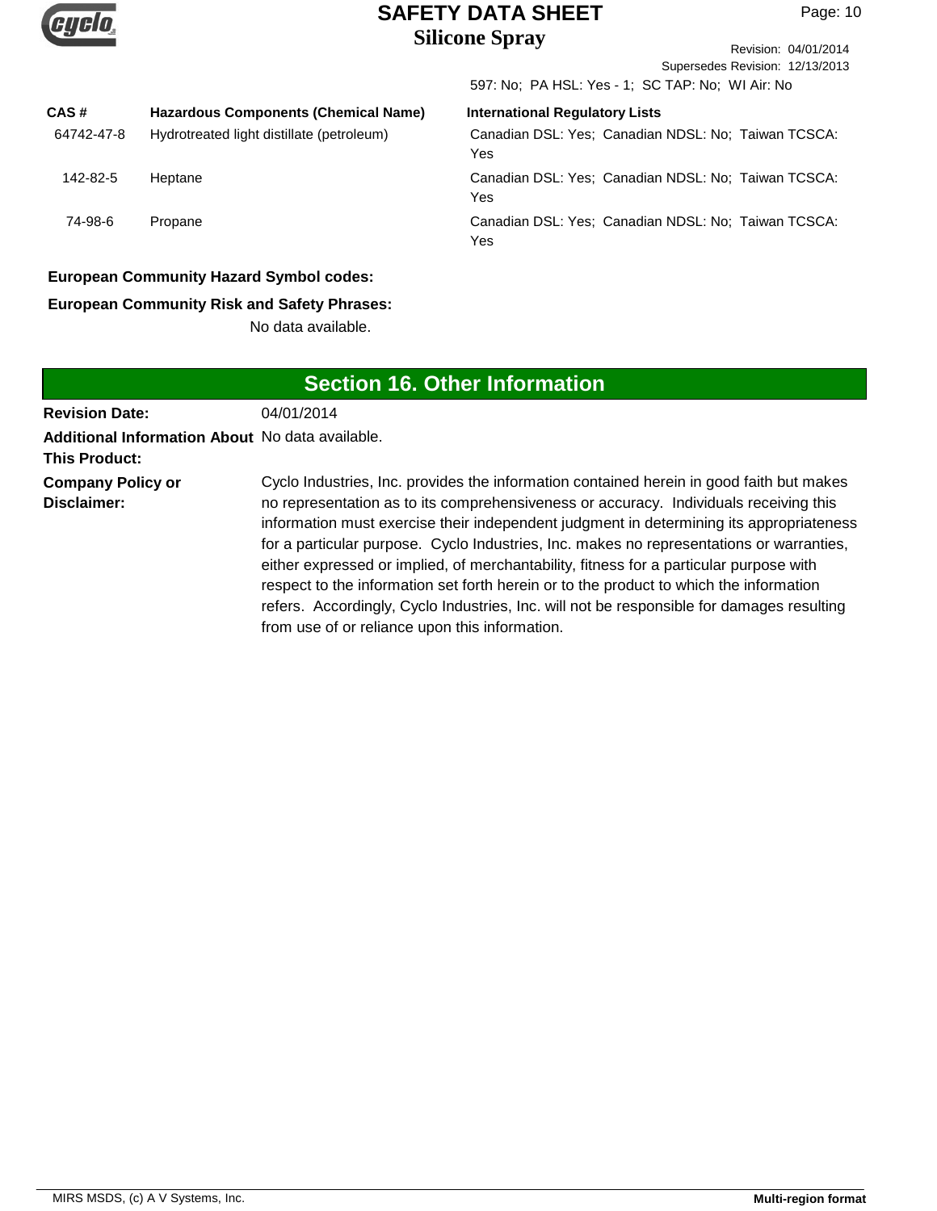597: No; PA HSL: Yes - 1; SC TAP: No; WI Air: No

| CAS # | Hazardous Components (Chemical Name) | International Regulatory Lists |
|---|---|---|
| 64742-47-8 | Hydrotreated light distillate (petroleum) | Canadian DSL: Yes; Canadian NDSL: No; Taiwan TCSCA: Yes |
| 142-82-5 | Heptane | Canadian DSL: Yes; Canadian NDSL: No; Taiwan TCSCA: Yes |
| 74-98-6 | Propane | Canadian DSL: Yes; Canadian NDSL: No; Taiwan TCSCA: Yes |

**European Community Hazard Symbol codes:**

**European Community Risk and Safety Phrases:**

No data available.

## Section 16. Other Information

**Revision Date:** 04/01/2014

**Additional Information About This Product:** No data available.

**Company Policy or Disclaimer:** Cyclo Industries, Inc. provides the information contained herein in good faith but makes no representation as to its comprehensiveness or accuracy. Individuals receiving this information must exercise their independent judgment in determining its appropriateness for a particular purpose. Cyclo Industries, Inc. makes no representations or warranties, either expressed or implied, of merchantability, fitness for a particular purpose with respect to the information set forth herein or to the product to which the information refers. Accordingly, Cyclo Industries, Inc. will not be responsible for damages resulting from use of or reliance upon this information.